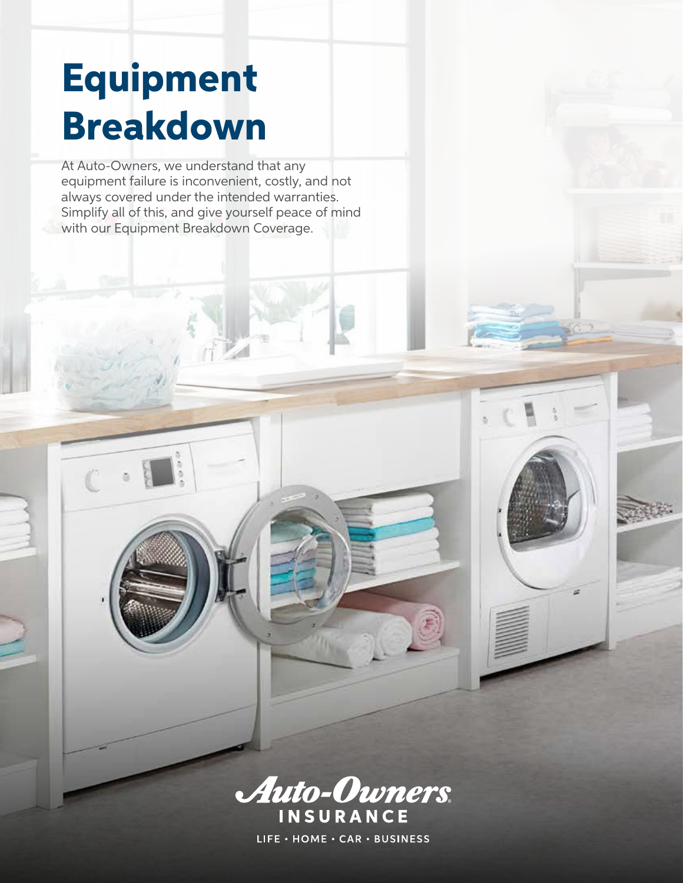# Equipment Breakdown

At Auto-Owners, we understand that any equipment failure is inconvenient, costly, and not always covered under the intended warranties. Simplify all of this, and give yourself peace of mind with our Equipment Breakdown Coverage.

Auto-Owners INSURANCE

LIFE • HOME • CAR • BUSINESS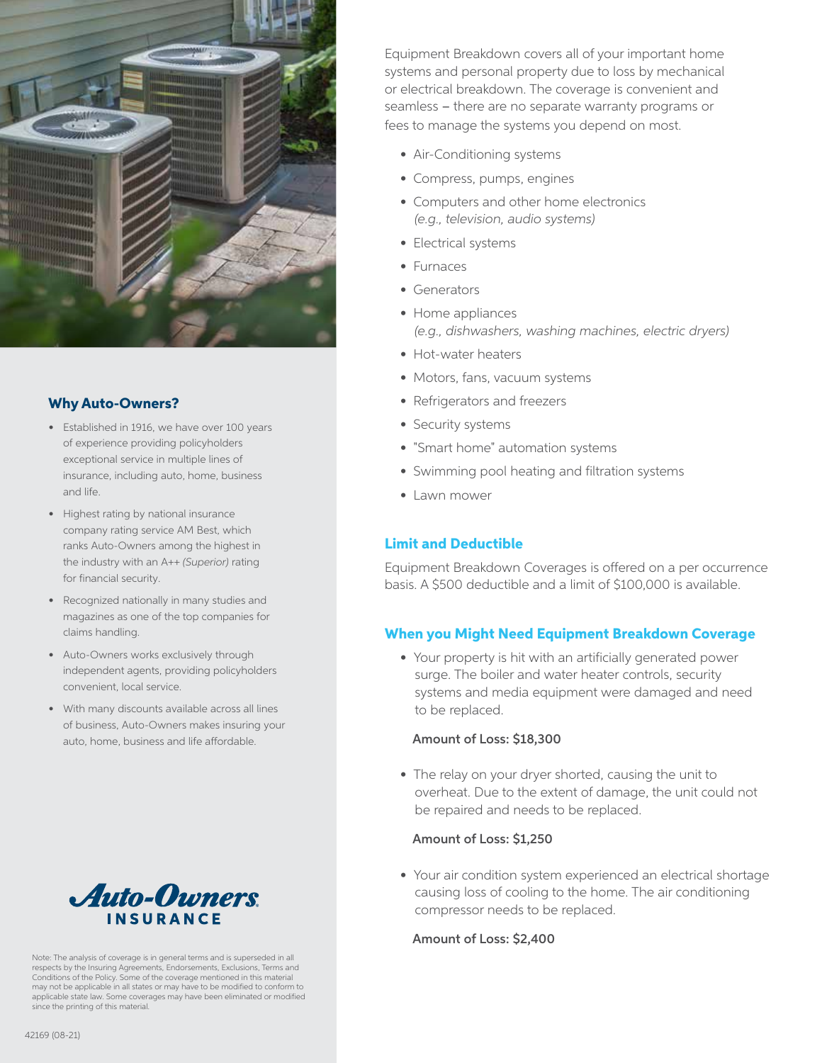## Why Auto-Owners?

- Established in 1916, we have over 100 years of experience providing policyholders exceptional service in multiple lines of insurance, including auto, home, business and life.
- Highest rating by national insurance company rating service AM Best, which ranks Auto-Owners among the highest in the industry with an A++ *(Superior)* rating for financial security.
- Recognized nationally in many studies and magazines as one of the top companies for claims handling.
- Auto-Owners works exclusively through independent agents, providing policyholders convenient, local service.
- With many discounts available across all lines of business, Auto-Owners makes insuring your auto, home, business and life affordable.

**Auto-Owners INSURANCE**

Note: The analysis of coverage is in general terms and is superseded in all respects by the Insuring Agreements, Endorsements, Exclusions, Terms and Conditions of the Policy. Some of the coverage mentioned in this material may not be applicable in all states or may have to be modified to conform to applicable state law. Some coverages may have been eliminated or modified since the printing of this material.

42169 (08-21)

Equipment Breakdown covers all of your important home systems and personal property due to loss by mechanical or electrical breakdown. The coverage is convenient and seamless – there are no separate warranty programs or fees to manage the systems you depend on most.

- Air-Conditioning systems
- Compress, pumps, engines
- Computers and other home electronics *(e.g., television, audio systems)*
- Electrical systems
- Furnaces
- Generators
- Home appliances *(e.g., dishwashers, washing machines, electric dryers)*
- Hot-water heaters
- Motors, fans, vacuum systems
- Refrigerators and freezers
- Security systems
- "Smart home" automation systems
- Swimming pool heating and filtration systems
- Lawn mower

## Limit and Deductible

Equipment Breakdown Coverages is offered on a per occurrence basis. A $500 deductible and a limit of $100,000 is available.

## When you Might Need Equipment Breakdown Coverage

- Your property is hit with an artificially generated power surge. The boiler and water heater controls, security systems and media equipment were damaged and need to be replaced.

  **Amount of Loss: $18,300**

- The relay on your dryer shorted, causing the unit to overheat. Due to the extent of damage, the unit could not be repaired and needs to be replaced.

  **Amount of Loss: $1,250**

- Your air condition system experienced an electrical shortage causing loss of cooling to the home. The air conditioning compressor needs to be replaced.

  **Amount of Loss: $2,400**